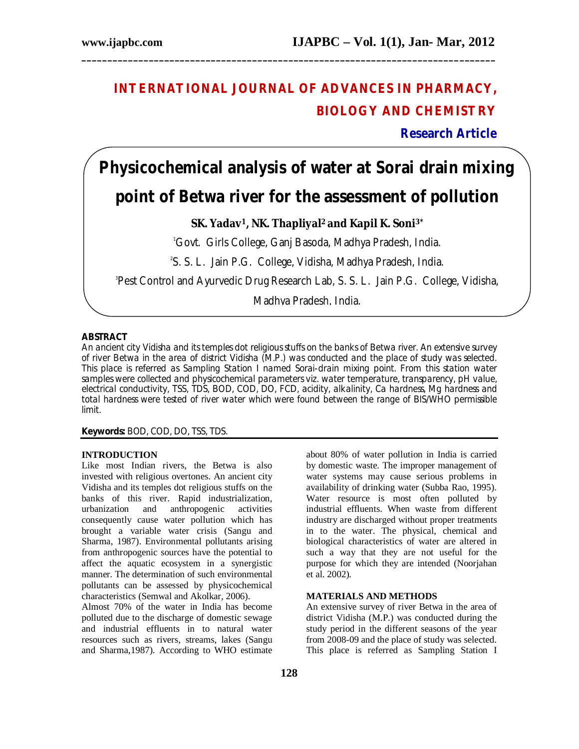# INTERNATIONAL JOURNAL OF ADVANCES IN PHARMACY, BIOLOGY AND CHEMISTRY

**Research Article**

# Physicochemical analysis of water at Sorai drain mixing point of Betwa river for the assessment of pollution

**SK. Yadav[1], NK. Thapliyal[2] and Kapil K. Soni[3*]**

[1]Govt. Girls College, Ganj Basoda, Madhya Pradesh, India.

[2]S. S. L. Jain P.G. College, Vidisha, Madhya Pradesh, India.

[3]Pest Control and Ayurvedic Drug Research Lab, S. S. L. Jain P.G. College, Vidisha, Madhya Pradesh, India.

## ABSTRACT

An ancient city Vidisha and its temples dot religious stuffs on the banks of Betwa river. An extensive survey of river Betwa in the area of district Vidisha (M.P.) was conducted and the place of study was selected. This place is referred as Sampling Station I named Sorai-drain mixing point. From this station water samples were collected and physicochemical parameters viz. water temperature, transparency, pH value, electrical conductivity, TSS, TDS, BOD, COD, DO, FCD, acidity, alkalinity, Ca hardness, Mg hardness and total hardness were tested of river water which were found between the range of BIS/WHO permissible limit.

**Keywords:** BOD, COD, DO, TSS, TDS.

## INTRODUCTION

Like most Indian rivers, the Betwa is also invested with religious overtones. An ancient city Vidisha and its temples dot religious stuffs on the banks of this river. Rapid industrialization, urbanization and anthropogenic activities consequently cause water pollution which has brought a variable water crisis (Sangu and Sharma, 1987). Environmental pollutants arising from anthropogenic sources have the potential to affect the aquatic ecosystem in a synergistic manner. The determination of such environmental pollutants can be assessed by physicochemical characteristics (Semwal and Akolkar, 2006).

Almost 70% of the water in India has become polluted due to the discharge of domestic sewage and industrial effluents in to natural water resources such as rivers, streams, lakes (Sangu and Sharma,1987). According to WHO estimate about 80% of water pollution in India is carried by domestic waste. The improper management of water systems may cause serious problems in availability of drinking water (Subba Rao, 1995). Water resource is most often polluted by industrial effluents. When waste from different industry are discharged without proper treatments in to the water. The physical, chemical and biological characteristics of water are altered in such a way that they are not useful for the purpose for which they are intended (Noorjahan et al. 2002).

## MATERIALS AND METHODS

An extensive survey of river Betwa in the area of district Vidisha (M.P.) was conducted during the study period in the different seasons of the year from 2008-09 and the place of study was selected. This place is referred as Sampling Station I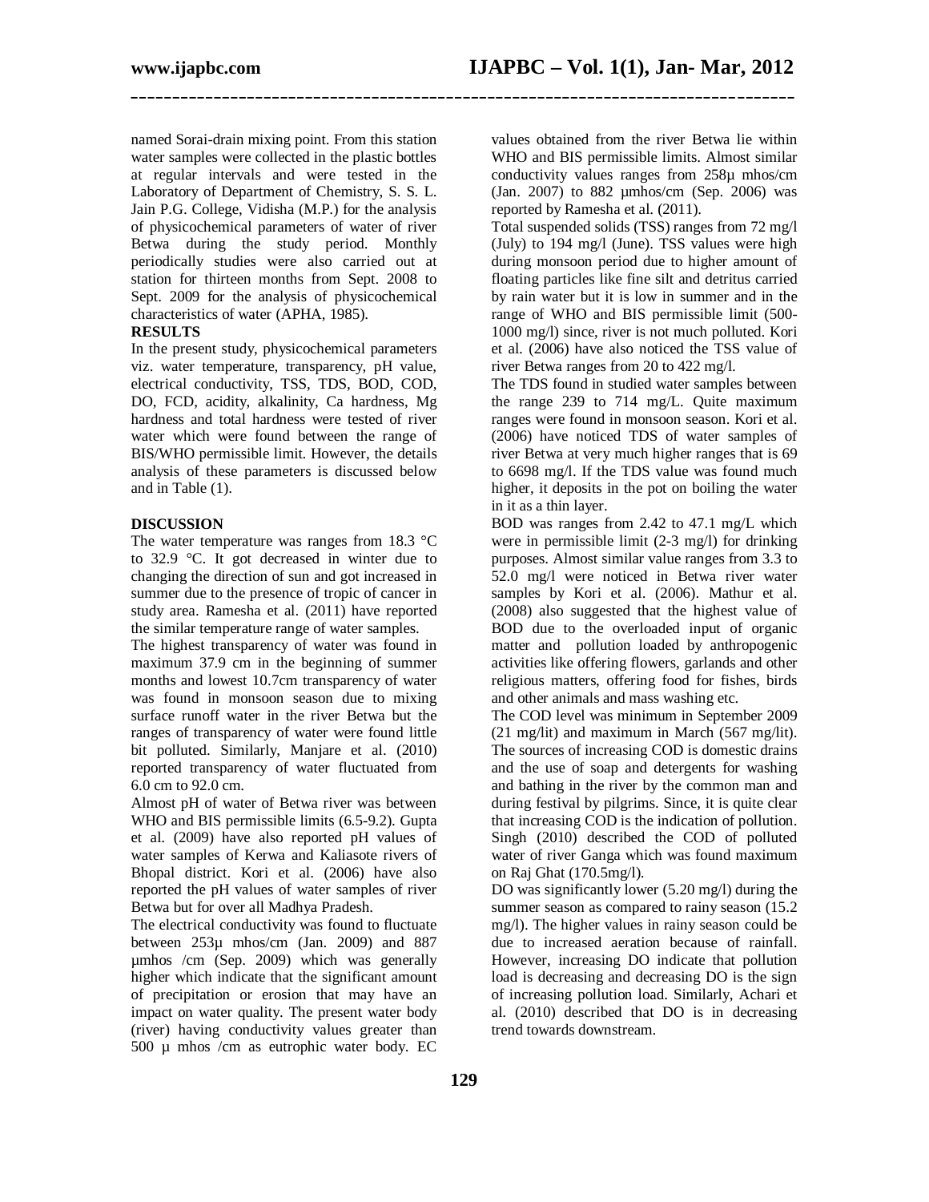named Sorai-drain mixing point. From this station water samples were collected in the plastic bottles at regular intervals and were tested in the Laboratory of Department of Chemistry, S. S. L. Jain P.G. College, Vidisha (M.P.) for the analysis of physicochemical parameters of water of river Betwa during the study period. Monthly periodically studies were also carried out at station for thirteen months from Sept. 2008 to Sept. 2009 for the analysis of physicochemical characteristics of water (APHA, 1985).

## RESULTS

In the present study, physicochemical parameters viz. water temperature, transparency, pH value, electrical conductivity, TSS, TDS, BOD, COD, DO, FCD, acidity, alkalinity, Ca hardness, Mg hardness and total hardness were tested of river water which were found between the range of BIS/WHO permissible limit. However, the details analysis of these parameters is discussed below and in Table (1).

## DISCUSSION

The water temperature was ranges from 18.3 °C to 32.9 °C. It got decreased in winter due to changing the direction of sun and got increased in summer due to the presence of tropic of cancer in study area. Ramesha et al. (2011) have reported the similar temperature range of water samples.

The highest transparency of water was found in maximum 37.9 cm in the beginning of summer months and lowest 10.7cm transparency of water was found in monsoon season due to mixing surface runoff water in the river Betwa but the ranges of transparency of water were found little bit polluted. Similarly, Manjare et al. (2010) reported transparency of water fluctuated from 6.0 cm to 92.0 cm.

Almost pH of water of Betwa river was between WHO and BIS permissible limits (6.5-9.2). Gupta et al. (2009) have also reported pH values of water samples of Kerwa and Kaliasote rivers of Bhopal district. Kori et al. (2006) have also reported the pH values of water samples of river Betwa but for over all Madhya Pradesh.

The electrical conductivity was found to fluctuate between 253µ mhos/cm (Jan. 2009) and 887 µmhos /cm (Sep. 2009) which was generally higher which indicate that the significant amount of precipitation or erosion that may have an impact on water quality. The present water body (river) having conductivity values greater than 500 µ mhos /cm as eutrophic water body. EC values obtained from the river Betwa lie within WHO and BIS permissible limits. Almost similar conductivity values ranges from 258µ mhos/cm (Jan. 2007) to 882 µmhos/cm (Sep. 2006) was reported by Ramesha et al. (2011).

Total suspended solids (TSS) ranges from 72 mg/l (July) to 194 mg/l (June). TSS values were high during monsoon period due to higher amount of floating particles like fine silt and detritus carried by rain water but it is low in summer and in the range of WHO and BIS permissible limit (500-1000 mg/l) since, river is not much polluted. Kori et al. (2006) have also noticed the TSS value of river Betwa ranges from 20 to 422 mg/l.

The TDS found in studied water samples between the range 239 to 714 mg/L. Quite maximum ranges were found in monsoon season. Kori et al. (2006) have noticed TDS of water samples of river Betwa at very much higher ranges that is 69 to 6698 mg/l. If the TDS value was found much higher, it deposits in the pot on boiling the water in it as a thin layer.

BOD was ranges from 2.42 to 47.1 mg/L which were in permissible limit (2-3 mg/l) for drinking purposes. Almost similar value ranges from 3.3 to 52.0 mg/l were noticed in Betwa river water samples by Kori et al. (2006). Mathur et al. (2008) also suggested that the highest value of BOD due to the overloaded input of organic matter and pollution loaded by anthropogenic activities like offering flowers, garlands and other religious matters, offering food for fishes, birds and other animals and mass washing etc.

The COD level was minimum in September 2009 (21 mg/lit) and maximum in March (567 mg/lit). The sources of increasing COD is domestic drains and the use of soap and detergents for washing and bathing in the river by the common man and during festival by pilgrims. Since, it is quite clear that increasing COD is the indication of pollution. Singh (2010) described the COD of polluted water of river Ganga which was found maximum on Raj Ghat (170.5mg/l).

DO was significantly lower (5.20 mg/l) during the summer season as compared to rainy season (15.2 mg/l). The higher values in rainy season could be due to increased aeration because of rainfall. However, increasing DO indicate that pollution load is decreasing and decreasing DO is the sign of increasing pollution load. Similarly, Achari et al. (2010) described that DO is in decreasing trend towards downstream.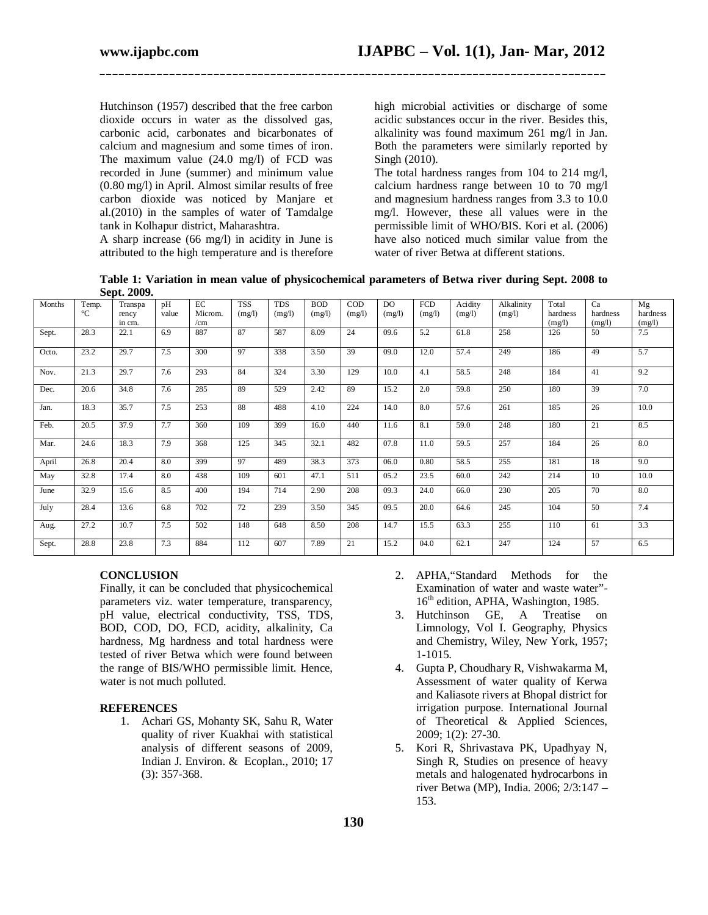Hutchinson (1957) described that the free carbon dioxide occurs in water as the dissolved gas, carbonic acid, carbonates and bicarbonates of calcium and magnesium and some times of iron. The maximum value (24.0 mg/l) of FCD was recorded in June (summer) and minimum value (0.80 mg/l) in April. Almost similar results of free carbon dioxide was noticed by Manjare et al.(2010) in the samples of water of Tamdalge tank in Kolhapur district, Maharashtra.

A sharp increase (66 mg/l) in acidity in June is attributed to the high temperature and is therefore high microbial activities or discharge of some acidic substances occur in the river. Besides this, alkalinity was found maximum 261 mg/l in Jan. Both the parameters were similarly reported by Singh (2010).

The total hardness ranges from 104 to 214 mg/l, calcium hardness range between 10 to 70 mg/l and magnesium hardness ranges from 3.3 to 10.0 mg/l. However, these all values were in the permissible limit of WHO/BIS. Kori et al. (2006) have also noticed much similar value from the water of river Betwa at different stations.

**Table 1: Variation in mean value of physicochemical parameters of Betwa river during Sept. 2008 to Sept. 2009.**

| Months | Temp. °C | Transparency in cm. | pH value | EC Microm./cm | TSS (mg/l) | TDS (mg/l) | BOD (mg/l) | COD (mg/l) | DO (mg/l) | FCD (mg/l) | Acidity (mg/l) | Alkalinity (mg/l) | Total hardness (mg/l) | Ca hardness (mg/l) | Mg hardness (mg/l) |
|---|---|---|---|---|---|---|---|---|---|---|---|---|---|---|---|
| Sept. | 28.3 | 22.1 | 6.9 | 887 | 87 | 587 | 8.09 | 24 | 09.6 | 5.2 | 61.8 | 258 | 126 | 50 | 7.5 |
| Octo. | 23.2 | 29.7 | 7.5 | 300 | 97 | 338 | 3.50 | 39 | 09.0 | 12.0 | 57.4 | 249 | 186 | 49 | 5.7 |
| Nov. | 21.3 | 29.7 | 7.6 | 293 | 84 | 324 | 3.30 | 129 | 10.0 | 4.1 | 58.5 | 248 | 184 | 41 | 9.2 |
| Dec. | 20.6 | 34.8 | 7.6 | 285 | 89 | 529 | 2.42 | 89 | 15.2 | 2.0 | 59.8 | 250 | 180 | 39 | 7.0 |
| Jan. | 18.3 | 35.7 | 7.5 | 253 | 88 | 488 | 4.10 | 224 | 14.0 | 8.0 | 57.6 | 261 | 185 | 26 | 10.0 |
| Feb. | 20.5 | 37.9 | 7.7 | 360 | 109 | 399 | 16.0 | 440 | 11.6 | 8.1 | 59.0 | 248 | 180 | 21 | 8.5 |
| Mar. | 24.6 | 18.3 | 7.9 | 368 | 125 | 345 | 32.1 | 482 | 07.8 | 11.0 | 59.5 | 257 | 184 | 26 | 8.0 |
| April | 26.8 | 20.4 | 8.0 | 399 | 97 | 489 | 38.3 | 373 | 06.0 | 0.80 | 58.5 | 255 | 181 | 18 | 9.0 |
| May | 32.8 | 17.4 | 8.0 | 438 | 109 | 601 | 47.1 | 511 | 05.2 | 23.5 | 60.0 | 242 | 214 | 10 | 10.0 |
| June | 32.9 | 15.6 | 8.5 | 400 | 194 | 714 | 2.90 | 208 | 09.3 | 24.0 | 66.0 | 230 | 205 | 70 | 8.0 |
| July | 28.4 | 13.6 | 6.8 | 702 | 72 | 239 | 3.50 | 345 | 09.5 | 20.0 | 64.6 | 245 | 104 | 50 | 7.4 |
| Aug. | 27.2 | 10.7 | 7.5 | 502 | 148 | 648 | 8.50 | 208 | 14.7 | 15.5 | 63.3 | 255 | 110 | 61 | 3.3 |
| Sept. | 28.8 | 23.8 | 7.3 | 884 | 112 | 607 | 7.89 | 21 | 15.2 | 04.0 | 62.1 | 247 | 124 | 57 | 6.5 |

**CONCLUSION**

Finally, it can be concluded that physicochemical parameters viz. water temperature, transparency, pH value, electrical conductivity, TSS, TDS, BOD, COD, DO, FCD, acidity, alkalinity, Ca hardness, Mg hardness and total hardness were tested of river Betwa which were found between the range of BIS/WHO permissible limit. Hence, water is not much polluted.

**REFERENCES**

1. Achari GS, Mohanty SK, Sahu R, Water quality of river Kuakhai with statistical analysis of different seasons of 2009, Indian J. Environ. & Ecoplan., 2010; 17 (3): 357-368.
2. APHA,"Standard Methods for the Examination of water and waste water"- 16th edition, APHA, Washington, 1985.
3. Hutchinson GE, A Treatise on Limnology, Vol I. Geography, Physics and Chemistry, Wiley, New York, 1957; 1-1015.
4. Gupta P, Choudhary R, Vishwakarma M, Assessment of water quality of Kerwa and Kaliasote rivers at Bhopal district for irrigation purpose. International Journal of Theoretical & Applied Sciences, 2009; 1(2): 27-30.
5. Kori R, Shrivastava PK, Upadhyay N, Singh R, Studies on presence of heavy metals and halogenated hydrocarbons in river Betwa (MP), India. 2006; 2/3:147 – 153.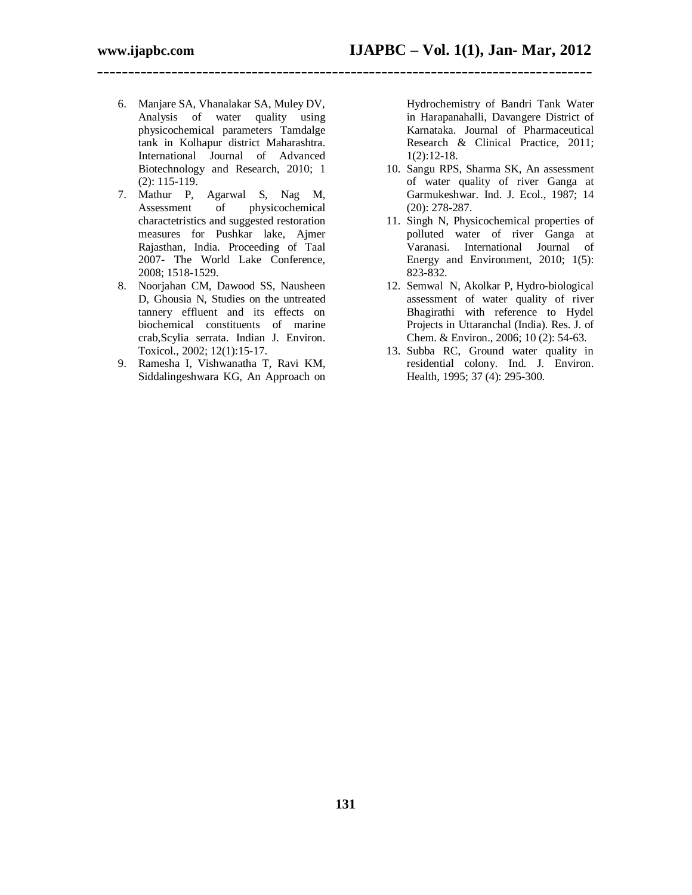6. Manjare SA, Vhanalakar SA, Muley DV, Analysis of water quality using physicochemical parameters Tamdalge tank in Kolhapur district Maharashtra. International Journal of Advanced Biotechnology and Research, 2010; 1 (2): 115-119.
7. Mathur P, Agarwal S, Nag M, Assessment of physicochemical charactetristics and suggested restoration measures for Pushkar lake, Ajmer Rajasthan, India. Proceeding of Taal 2007- The World Lake Conference, 2008; 1518-1529.
8. Noorjahan CM, Dawood SS, Nausheen D, Ghousia N, Studies on the untreated tannery effluent and its effects on biochemical constituents of marine crab,Scylia serrata. Indian J. Environ. Toxicol., 2002; 12(1):15-17.
9. Ramesha I, Vishwanatha T, Ravi KM, Siddalingeshwara KG, An Approach on Hydrochemistry of Bandri Tank Water in Harapanahalli, Davangere District of Karnataka. Journal of Pharmaceutical Research & Clinical Practice, 2011; 1(2):12-18.
10. Sangu RPS, Sharma SK, An assessment of water quality of river Ganga at Garmukeshwar. Ind. J. Ecol., 1987; 14 (20): 278-287.
11. Singh N, Physicochemical properties of polluted water of river Ganga at Varanasi. International Journal of Energy and Environment, 2010; 1(5): 823-832.
12. Semwal N, Akolkar P, Hydro-biological assessment of water quality of river Bhagirathi with reference to Hydel Projects in Uttaranchal (India). Res. J. of Chem. & Environ., 2006; 10 (2): 54-63.
13. Subba RC, Ground water quality in residential colony. Ind. J. Environ. Health, 1995; 37 (4): 295-300.